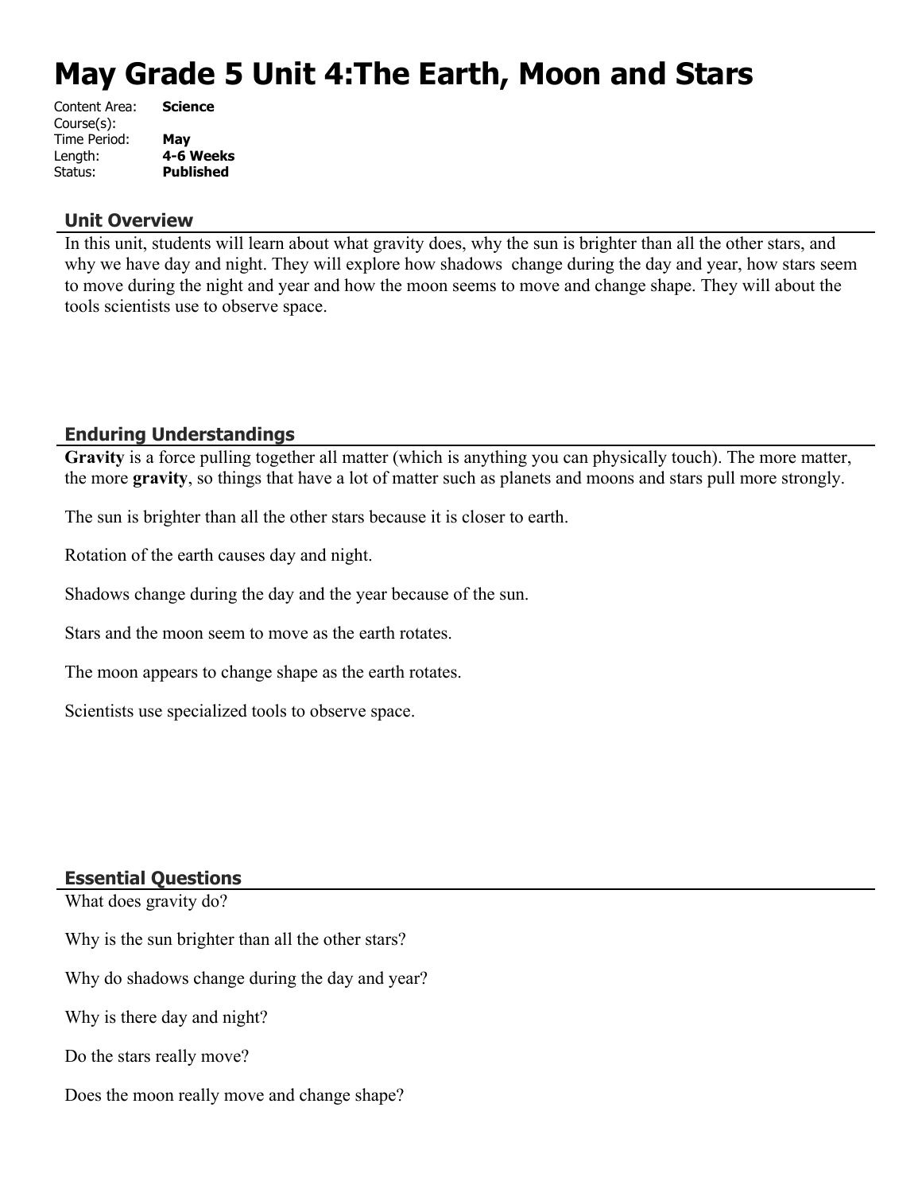# May Grade 5 Unit 4:The Earth, Moon and Stars

Content Area: **Science**
Course(s):
Time Period: **May**
Length: **4-6 Weeks**
Status: **Published**

## Unit Overview

In this unit, students will learn about what gravity does, why the sun is brighter than all the other stars, and why we have day and night. They will explore how shadows change during the day and year, how stars seem to move during the night and year and how the moon seems to move and change shape. They will about the tools scientists use to observe space.

## Enduring Understandings

**Gravity** is a force pulling together all matter (which is anything you can physically touch). The more matter, the more **gravity**, so things that have a lot of matter such as planets and moons and stars pull more strongly.

The sun is brighter than all the other stars because it is closer to earth.

Rotation of the earth causes day and night.

Shadows change during the day and the year because of the sun.

Stars and the moon seem to move as the earth rotates.

The moon appears to change shape as the earth rotates.

Scientists use specialized tools to observe space.

## Essential Questions

What does gravity do?

Why is the sun brighter than all the other stars?

Why do shadows change during the day and year?

Why is there day and night?

Do the stars really move?

Does the moon really move and change shape?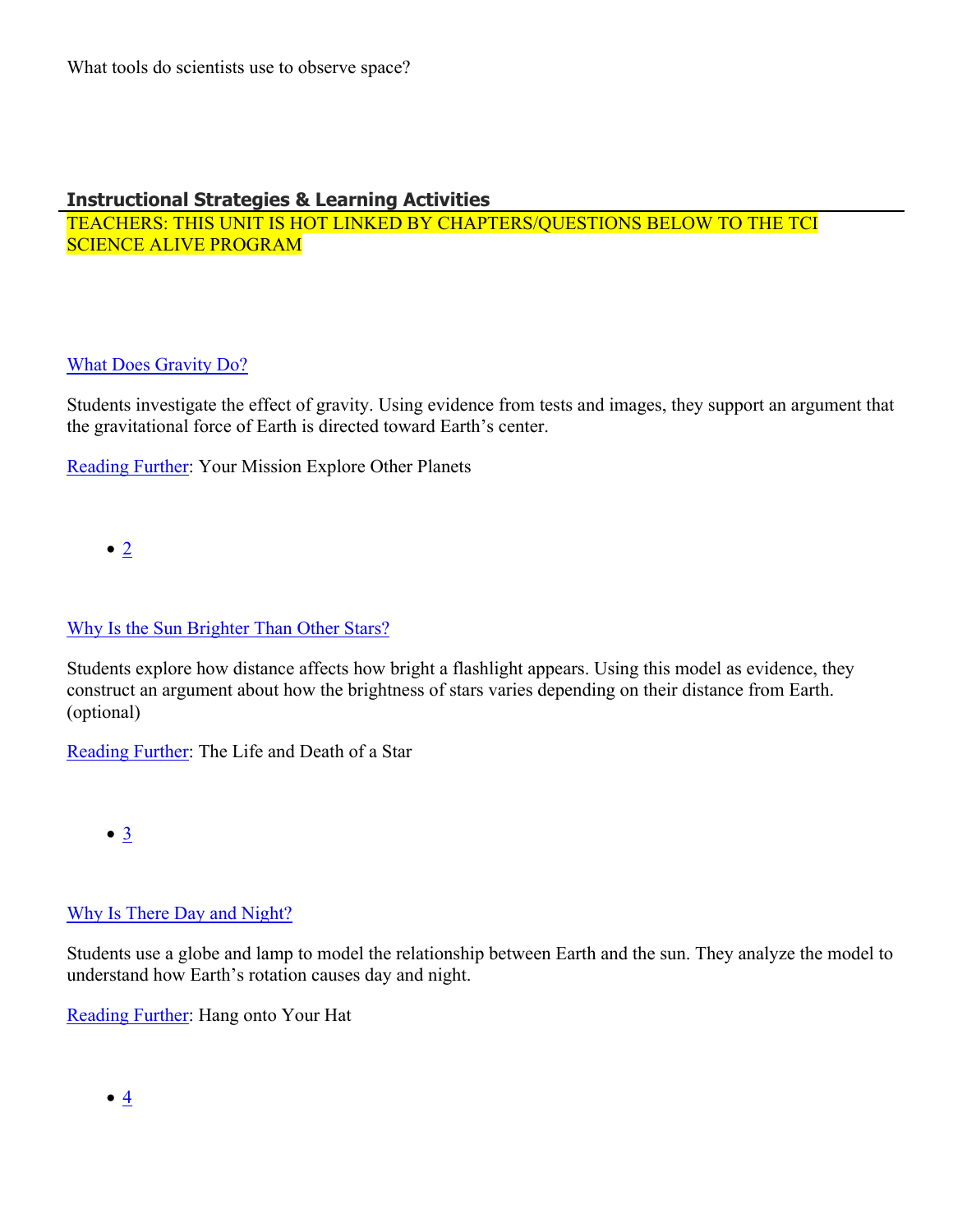What tools do scientists use to observe space?

## Instructional Strategies & Learning Activities

TEACHERS: THIS UNIT IS HOT LINKED BY CHAPTERS/QUESTIONS BELOW TO THE TCI SCIENCE ALIVE PROGRAM

What Does Gravity Do?

Students investigate the effect of gravity. Using evidence from tests and images, they support an argument that the gravitational force of Earth is directed toward Earth's center.

Reading Further: Your Mission Explore Other Planets

- 2

Why Is the Sun Brighter Than Other Stars?

Students explore how distance affects how bright a flashlight appears. Using this model as evidence, they construct an argument about how the brightness of stars varies depending on their distance from Earth. (optional)

Reading Further: The Life and Death of a Star

- 3

Why Is There Day and Night?

Students use a globe and lamp to model the relationship between Earth and the sun. They analyze the model to understand how Earth's rotation causes day and night.

Reading Further: Hang onto Your Hat

- 4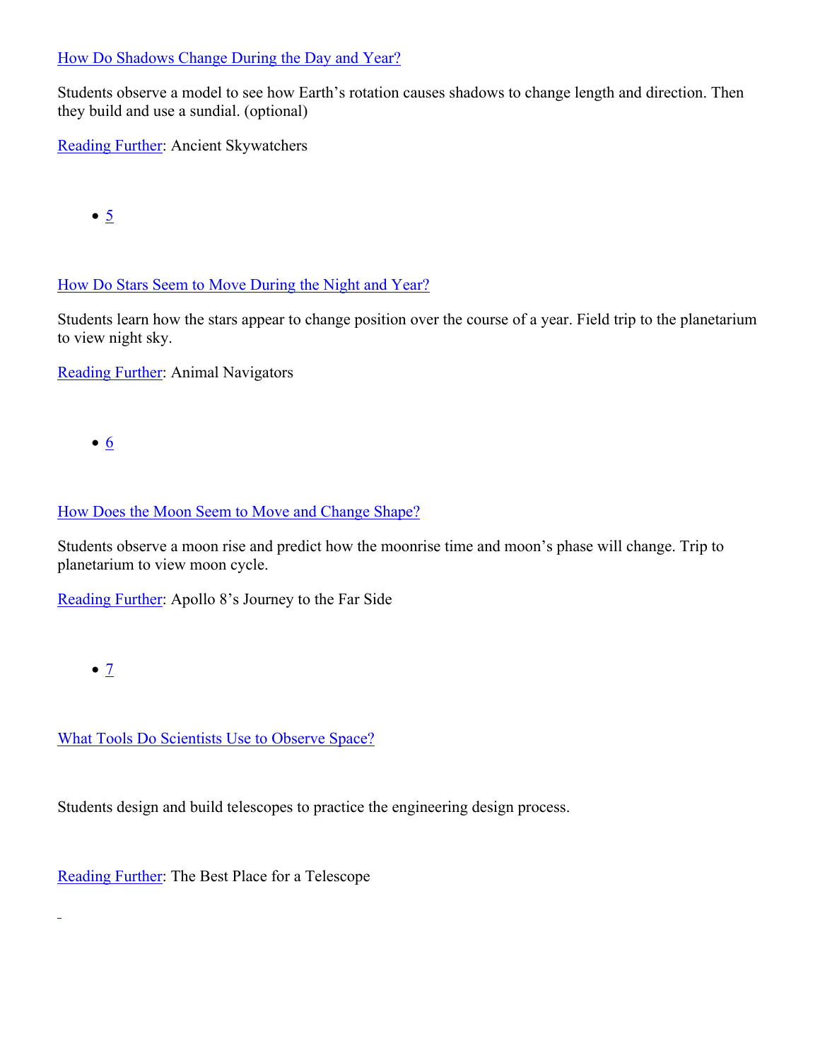How Do Shadows Change During the Day and Year?

Students observe a model to see how Earth's rotation causes shadows to change length and direction. Then they build and use a sundial. (optional)

Reading Further: Ancient Skywatchers

- 5

How Do Stars Seem to Move During the Night and Year?

Students learn how the stars appear to change position over the course of a year. Field trip to the planetarium to view night sky.

Reading Further: Animal Navigators

- 6

How Does the Moon Seem to Move and Change Shape?

Students observe a moon rise and predict how the moonrise time and moon's phase will change. Trip to planetarium to view moon cycle.

Reading Further: Apollo 8's Journey to the Far Side

- 7

What Tools Do Scientists Use to Observe Space?

Students design and build telescopes to practice the engineering design process.

Reading Further: The Best Place for a Telescope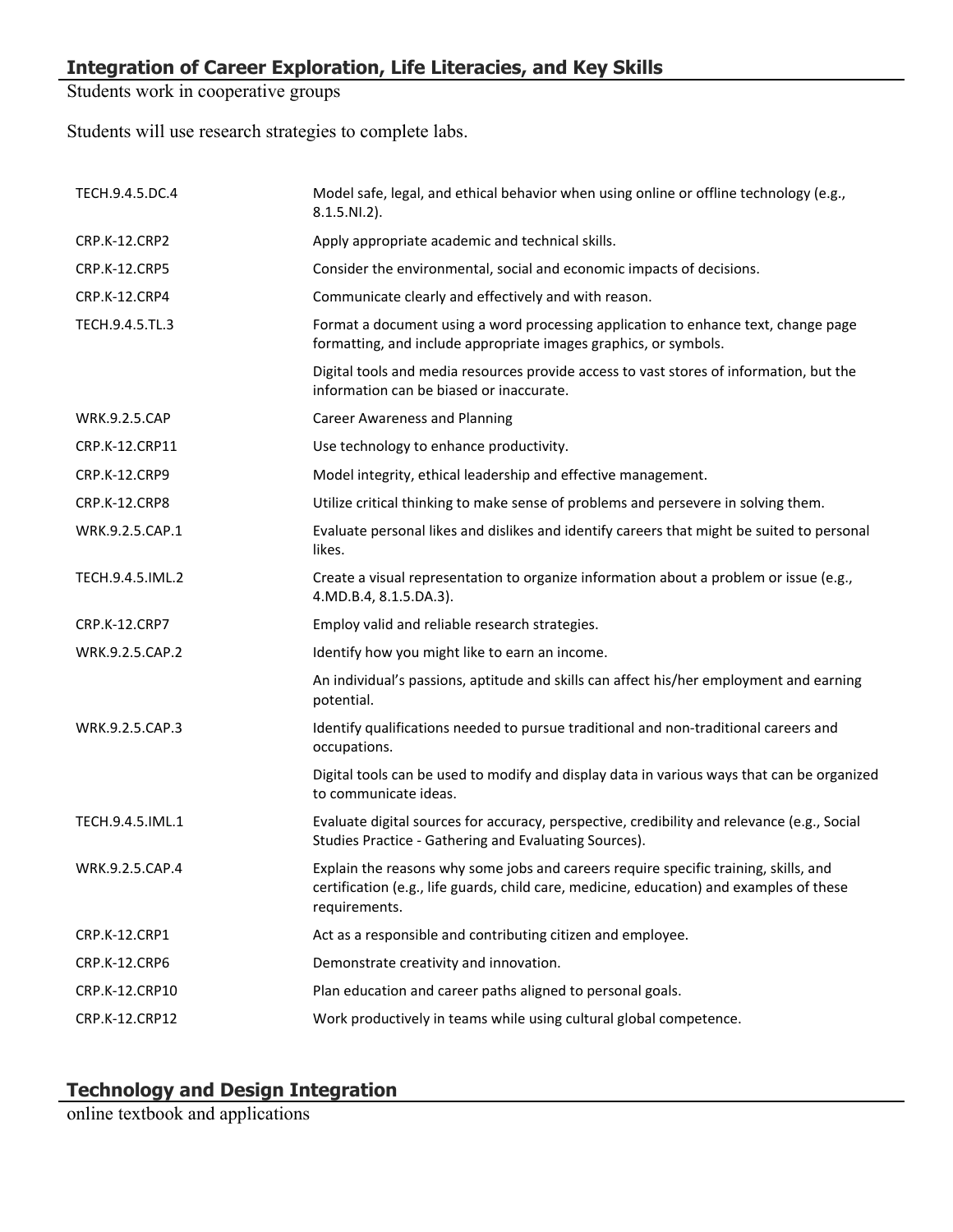## Integration of Career Exploration, Life Literacies, and Key Skills

Students work in cooperative groups

Students will use research strategies to complete labs.

| | |
|---|---|
| TECH.9.4.5.DC.4 | Model safe, legal, and ethical behavior when using online or offline technology (e.g., 8.1.5.NI.2). |
| CRP.K-12.CRP2 | Apply appropriate academic and technical skills. |
| CRP.K-12.CRP5 | Consider the environmental, social and economic impacts of decisions. |
| CRP.K-12.CRP4 | Communicate clearly and effectively and with reason. |
| TECH.9.4.5.TL.3 | Format a document using a word processing application to enhance text, change page formatting, and include appropriate images graphics, or symbols. |
| | Digital tools and media resources provide access to vast stores of information, but the information can be biased or inaccurate. |
| WRK.9.2.5.CAP | Career Awareness and Planning |
| CRP.K-12.CRP11 | Use technology to enhance productivity. |
| CRP.K-12.CRP9 | Model integrity, ethical leadership and effective management. |
| CRP.K-12.CRP8 | Utilize critical thinking to make sense of problems and persevere in solving them. |
| WRK.9.2.5.CAP.1 | Evaluate personal likes and dislikes and identify careers that might be suited to personal likes. |
| TECH.9.4.5.IML.2 | Create a visual representation to organize information about a problem or issue (e.g., 4.MD.B.4, 8.1.5.DA.3). |
| CRP.K-12.CRP7 | Employ valid and reliable research strategies. |
| WRK.9.2.5.CAP.2 | Identify how you might like to earn an income. |
| | An individual's passions, aptitude and skills can affect his/her employment and earning potential. |
| WRK.9.2.5.CAP.3 | Identify qualifications needed to pursue traditional and non-traditional careers and occupations. |
| | Digital tools can be used to modify and display data in various ways that can be organized to communicate ideas. |
| TECH.9.4.5.IML.1 | Evaluate digital sources for accuracy, perspective, credibility and relevance (e.g., Social Studies Practice - Gathering and Evaluating Sources). |
| WRK.9.2.5.CAP.4 | Explain the reasons why some jobs and careers require specific training, skills, and certification (e.g., life guards, child care, medicine, education) and examples of these requirements. |
| CRP.K-12.CRP1 | Act as a responsible and contributing citizen and employee. |
| CRP.K-12.CRP6 | Demonstrate creativity and innovation. |
| CRP.K-12.CRP10 | Plan education and career paths aligned to personal goals. |
| CRP.K-12.CRP12 | Work productively in teams while using cultural global competence. |

## Technology and Design Integration

online textbook and applications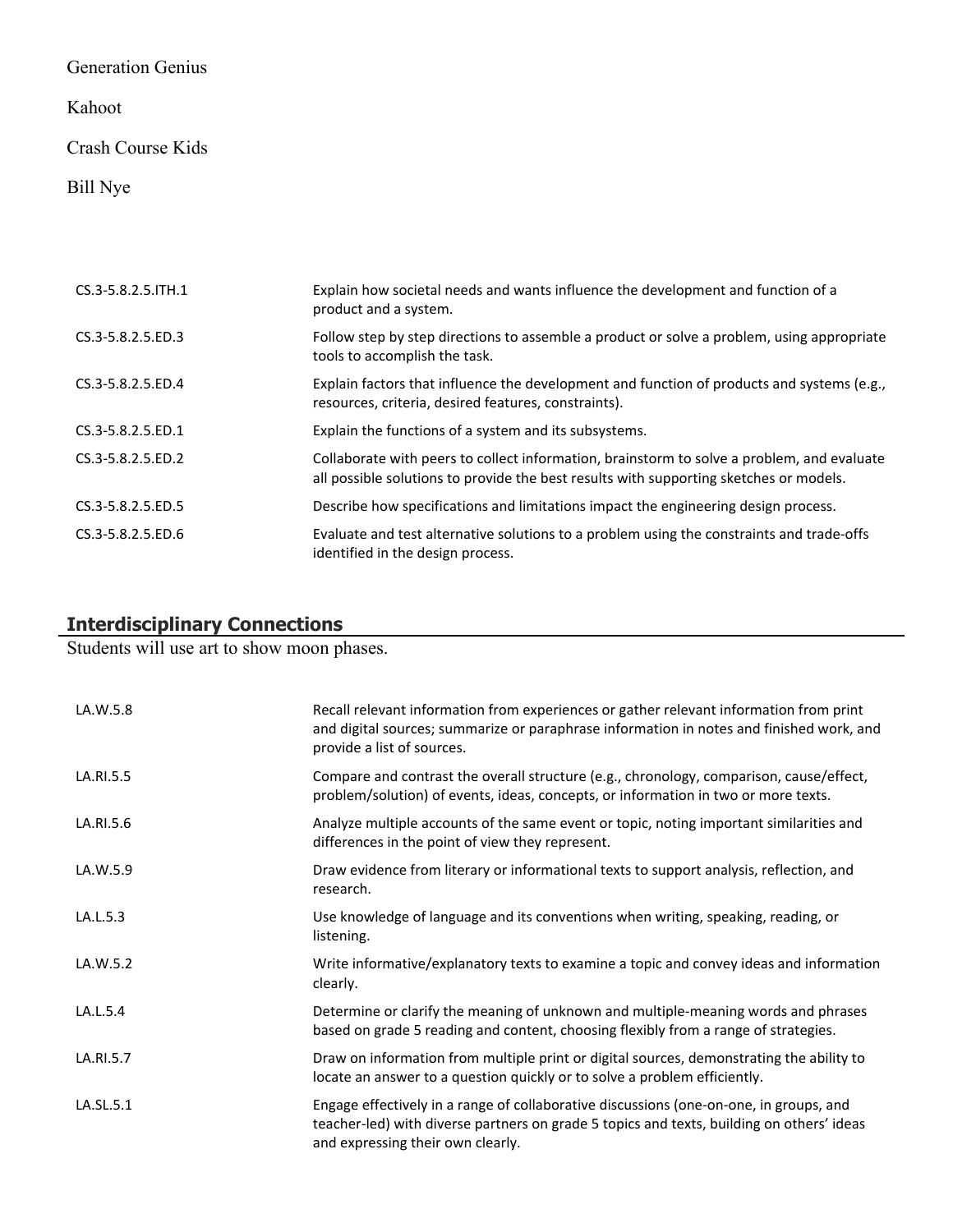Generation Genius

Kahoot

Crash Course Kids

Bill Nye

| | |
|---|---|
| CS.3-5.8.2.5.ITH.1 | Explain how societal needs and wants influence the development and function of a product and a system. |
| CS.3-5.8.2.5.ED.3 | Follow step by step directions to assemble a product or solve a problem, using appropriate tools to accomplish the task. |
| CS.3-5.8.2.5.ED.4 | Explain factors that influence the development and function of products and systems (e.g., resources, criteria, desired features, constraints). |
| CS.3-5.8.2.5.ED.1 | Explain the functions of a system and its subsystems. |
| CS.3-5.8.2.5.ED.2 | Collaborate with peers to collect information, brainstorm to solve a problem, and evaluate all possible solutions to provide the best results with supporting sketches or models. |
| CS.3-5.8.2.5.ED.5 | Describe how specifications and limitations impact the engineering design process. |
| CS.3-5.8.2.5.ED.6 | Evaluate and test alternative solutions to a problem using the constraints and trade-offs identified in the design process. |

## Interdisciplinary Connections

Students will use art to show moon phases.

| | |
|---|---|
| LA.W.5.8 | Recall relevant information from experiences or gather relevant information from print and digital sources; summarize or paraphrase information in notes and finished work, and provide a list of sources. |
| LA.RI.5.5 | Compare and contrast the overall structure (e.g., chronology, comparison, cause/effect, problem/solution) of events, ideas, concepts, or information in two or more texts. |
| LA.RI.5.6 | Analyze multiple accounts of the same event or topic, noting important similarities and differences in the point of view they represent. |
| LA.W.5.9 | Draw evidence from literary or informational texts to support analysis, reflection, and research. |
| LA.L.5.3 | Use knowledge of language and its conventions when writing, speaking, reading, or listening. |
| LA.W.5.2 | Write informative/explanatory texts to examine a topic and convey ideas and information clearly. |
| LA.L.5.4 | Determine or clarify the meaning of unknown and multiple-meaning words and phrases based on grade 5 reading and content, choosing flexibly from a range of strategies. |
| LA.RI.5.7 | Draw on information from multiple print or digital sources, demonstrating the ability to locate an answer to a question quickly or to solve a problem efficiently. |
| LA.SL.5.1 | Engage effectively in a range of collaborative discussions (one-on-one, in groups, and teacher-led) with diverse partners on grade 5 topics and texts, building on others' ideas and expressing their own clearly. |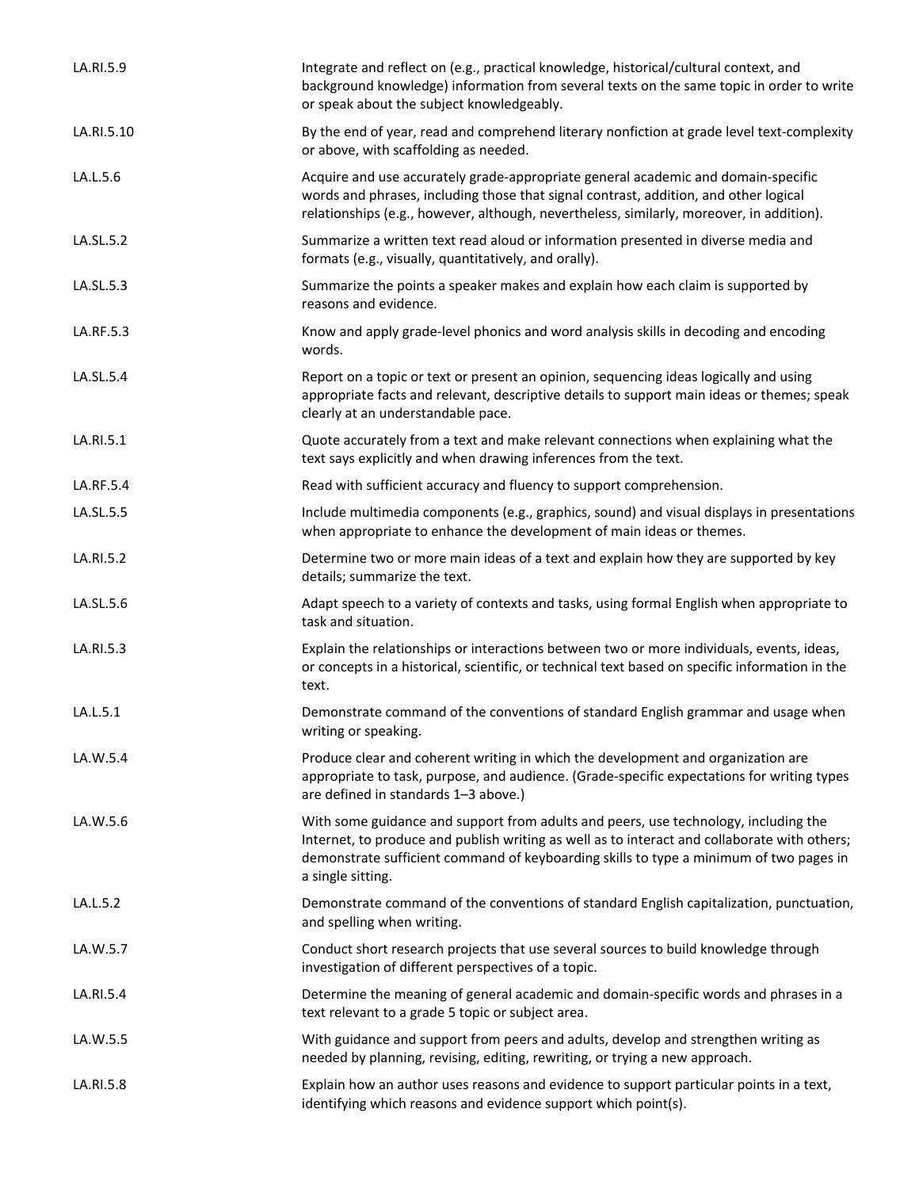| | |
|---|---|
| LA.RI.5.9 | Integrate and reflect on (e.g., practical knowledge, historical/cultural context, and background knowledge) information from several texts on the same topic in order to write or speak about the subject knowledgeably. |
| LA.RI.5.10 | By the end of year, read and comprehend literary nonfiction at grade level text-complexity or above, with scaffolding as needed. |
| LA.L.5.6 | Acquire and use accurately grade-appropriate general academic and domain-specific words and phrases, including those that signal contrast, addition, and other logical relationships (e.g., however, although, nevertheless, similarly, moreover, in addition). |
| LA.SL.5.2 | Summarize a written text read aloud or information presented in diverse media and formats (e.g., visually, quantitatively, and orally). |
| LA.SL.5.3 | Summarize the points a speaker makes and explain how each claim is supported by reasons and evidence. |
| LA.RF.5.3 | Know and apply grade-level phonics and word analysis skills in decoding and encoding words. |
| LA.SL.5.4 | Report on a topic or text or present an opinion, sequencing ideas logically and using appropriate facts and relevant, descriptive details to support main ideas or themes; speak clearly at an understandable pace. |
| LA.RI.5.1 | Quote accurately from a text and make relevant connections when explaining what the text says explicitly and when drawing inferences from the text. |
| LA.RF.5.4 | Read with sufficient accuracy and fluency to support comprehension. |
| LA.SL.5.5 | Include multimedia components (e.g., graphics, sound) and visual displays in presentations when appropriate to enhance the development of main ideas or themes. |
| LA.RI.5.2 | Determine two or more main ideas of a text and explain how they are supported by key details; summarize the text. |
| LA.SL.5.6 | Adapt speech to a variety of contexts and tasks, using formal English when appropriate to task and situation. |
| LA.RI.5.3 | Explain the relationships or interactions between two or more individuals, events, ideas, or concepts in a historical, scientific, or technical text based on specific information in the text. |
| LA.L.5.1 | Demonstrate command of the conventions of standard English grammar and usage when writing or speaking. |
| LA.W.5.4 | Produce clear and coherent writing in which the development and organization are appropriate to task, purpose, and audience. (Grade-specific expectations for writing types are defined in standards 1–3 above.) |
| LA.W.5.6 | With some guidance and support from adults and peers, use technology, including the Internet, to produce and publish writing as well as to interact and collaborate with others; demonstrate sufficient command of keyboarding skills to type a minimum of two pages in a single sitting. |
| LA.L.5.2 | Demonstrate command of the conventions of standard English capitalization, punctuation, and spelling when writing. |
| LA.W.5.7 | Conduct short research projects that use several sources to build knowledge through investigation of different perspectives of a topic. |
| LA.RI.5.4 | Determine the meaning of general academic and domain-specific words and phrases in a text relevant to a grade 5 topic or subject area. |
| LA.W.5.5 | With guidance and support from peers and adults, develop and strengthen writing as needed by planning, revising, editing, rewriting, or trying a new approach. |
| LA.RI.5.8 | Explain how an author uses reasons and evidence to support particular points in a text, identifying which reasons and evidence support which point(s). |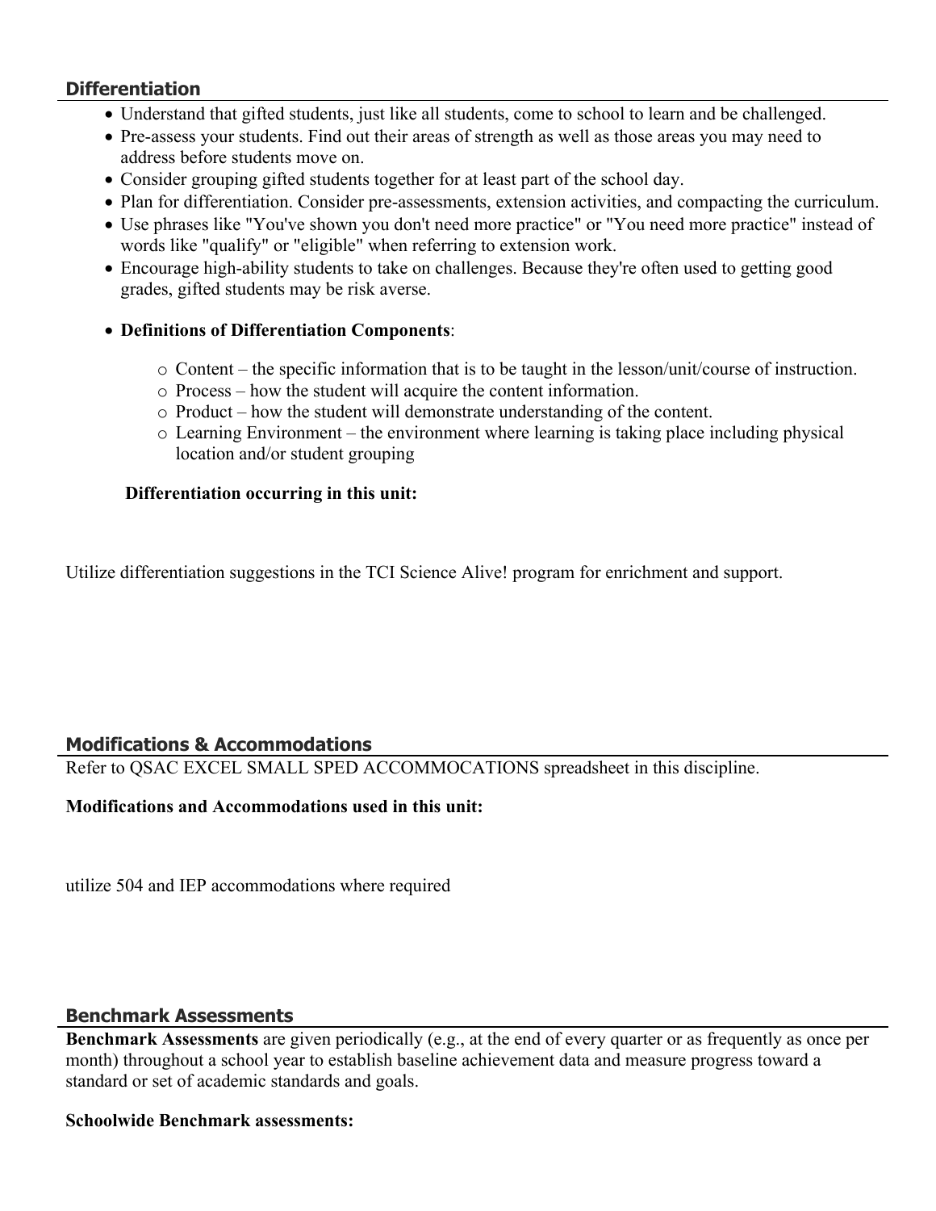## Differentiation

- Understand that gifted students, just like all students, come to school to learn and be challenged.
- Pre-assess your students. Find out their areas of strength as well as those areas you may need to address before students move on.
- Consider grouping gifted students together for at least part of the school day.
- Plan for differentiation. Consider pre-assessments, extension activities, and compacting the curriculum.
- Use phrases like "You've shown you don't need more practice" or "You need more practice" instead of words like "qualify" or "eligible" when referring to extension work.
- Encourage high-ability students to take on challenges. Because they're often used to getting good grades, gifted students may be risk averse.
- **Definitions of Differentiation Components**:
    - Content – the specific information that is to be taught in the lesson/unit/course of instruction.
    - Process – how the student will acquire the content information.
    - Product – how the student will demonstrate understanding of the content.
    - Learning Environment – the environment where learning is taking place including physical location and/or student grouping

**Differentiation occurring in this unit:**

Utilize differentiation suggestions in the TCI Science Alive! program for enrichment and support.

## Modifications & Accommodations

Refer to QSAC EXCEL SMALL SPED ACCOMMOCATIONS spreadsheet in this discipline.

**Modifications and Accommodations used in this unit:**

utilize 504 and IEP accommodations where required

## Benchmark Assessments

**Benchmark Assessments** are given periodically (e.g., at the end of every quarter or as frequently as once per month) throughout a school year to establish baseline achievement data and measure progress toward a standard or set of academic standards and goals.

**Schoolwide Benchmark assessments:**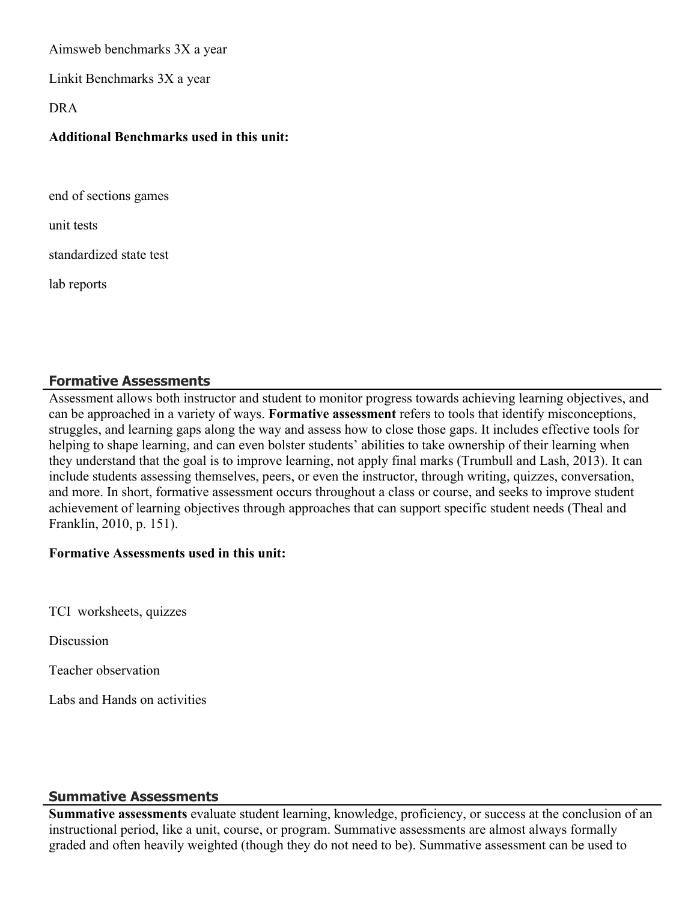Aimsweb benchmarks 3X a year

Linkit Benchmarks 3X a year

DRA

**Additional Benchmarks used in this unit:**

end of sections games

unit tests

standardized state test

lab reports

## Formative Assessments

Assessment allows both instructor and student to monitor progress towards achieving learning objectives, and can be approached in a variety of ways. **Formative assessment** refers to tools that identify misconceptions, struggles, and learning gaps along the way and assess how to close those gaps. It includes effective tools for helping to shape learning, and can even bolster students' abilities to take ownership of their learning when they understand that the goal is to improve learning, not apply final marks (Trumbull and Lash, 2013). It can include students assessing themselves, peers, or even the instructor, through writing, quizzes, conversation, and more. In short, formative assessment occurs throughout a class or course, and seeks to improve student achievement of learning objectives through approaches that can support specific student needs (Theal and Franklin, 2010, p. 151).

**Formative Assessments used in this unit:**

TCI worksheets, quizzes

Discussion

Teacher observation

Labs and Hands on activities

## Summative Assessments

**Summative assessments** evaluate student learning, knowledge, proficiency, or success at the conclusion of an instructional period, like a unit, course, or program. Summative assessments are almost always formally graded and often heavily weighted (though they do not need to be). Summative assessment can be used to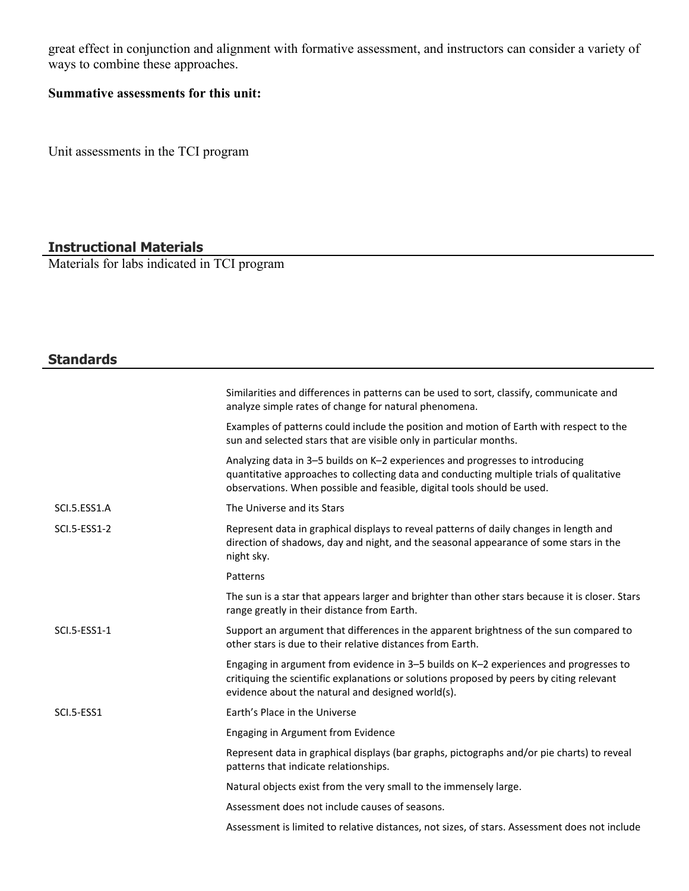great effect in conjunction and alignment with formative assessment, and instructors can consider a variety of ways to combine these approaches.

**Summative assessments for this unit:**

Unit assessments in the TCI program

## Instructional Materials

Materials for labs indicated in TCI program

## Standards

| | |
|---|---|
| | Similarities and differences in patterns can be used to sort, classify, communicate and analyze simple rates of change for natural phenomena. |
| | Examples of patterns could include the position and motion of Earth with respect to the sun and selected stars that are visible only in particular months. |
| | Analyzing data in 3–5 builds on K–2 experiences and progresses to introducing quantitative approaches to collecting data and conducting multiple trials of qualitative observations. When possible and feasible, digital tools should be used. |
| SCI.5.ESS1.A | The Universe and its Stars |
| SCI.5-ESS1-2 | Represent data in graphical displays to reveal patterns of daily changes in length and direction of shadows, day and night, and the seasonal appearance of some stars in the night sky. |
| | Patterns |
| | The sun is a star that appears larger and brighter than other stars because it is closer. Stars range greatly in their distance from Earth. |
| SCI.5-ESS1-1 | Support an argument that differences in the apparent brightness of the sun compared to other stars is due to their relative distances from Earth. |
| | Engaging in argument from evidence in 3–5 builds on K–2 experiences and progresses to critiquing the scientific explanations or solutions proposed by peers by citing relevant evidence about the natural and designed world(s). |
| SCI.5-ESS1 | Earth's Place in the Universe |
| | Engaging in Argument from Evidence |
| | Represent data in graphical displays (bar graphs, pictographs and/or pie charts) to reveal patterns that indicate relationships. |
| | Natural objects exist from the very small to the immensely large. |
| | Assessment does not include causes of seasons. |
| | Assessment is limited to relative distances, not sizes, of stars. Assessment does not include |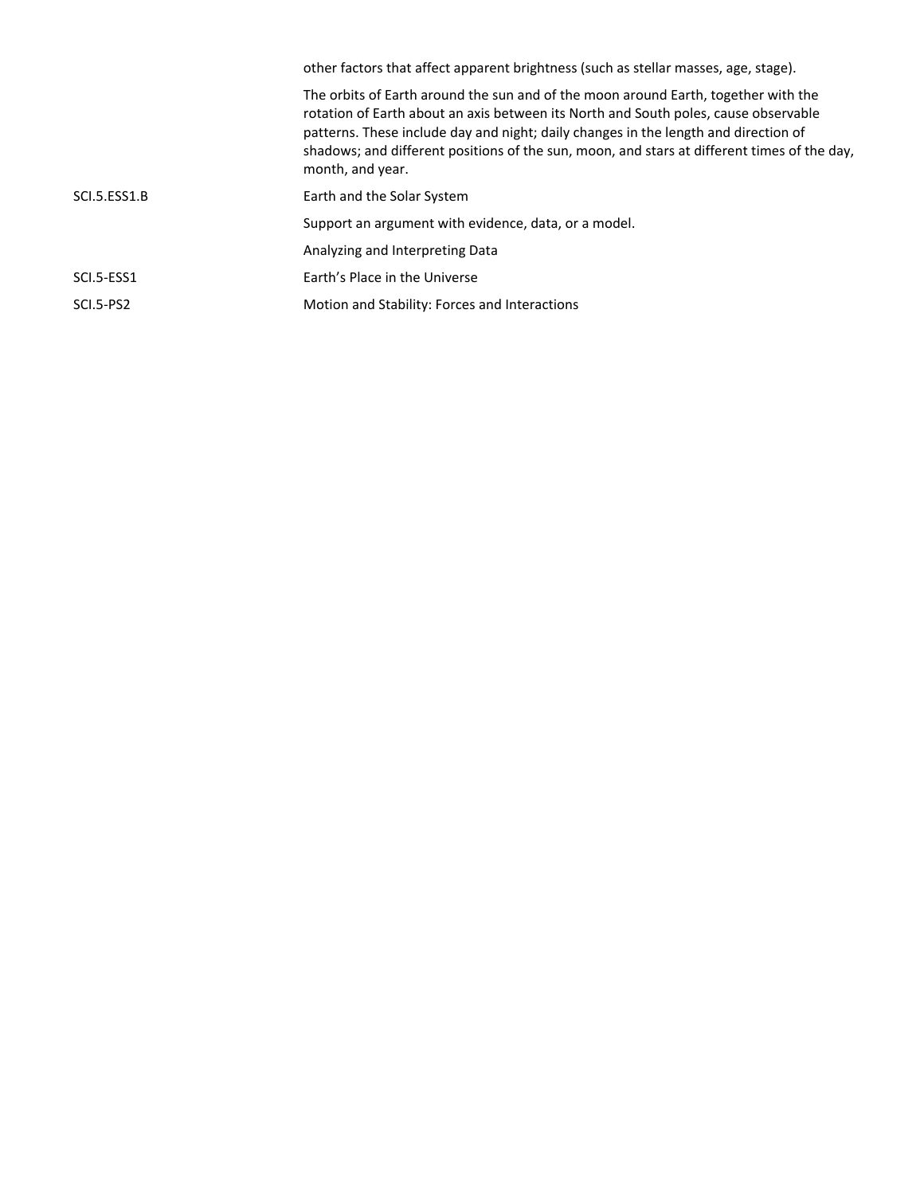| | |
|---|---|
| | other factors that affect apparent brightness (such as stellar masses, age, stage). |
| | The orbits of Earth around the sun and of the moon around Earth, together with the rotation of Earth about an axis between its North and South poles, cause observable patterns. These include day and night; daily changes in the length and direction of shadows; and different positions of the sun, moon, and stars at different times of the day, month, and year. |
| SCI.5.ESS1.B | Earth and the Solar System |
| | Support an argument with evidence, data, or a model. |
| | Analyzing and Interpreting Data |
| SCI.5-ESS1 | Earth’s Place in the Universe |
| SCI.5-PS2 | Motion and Stability: Forces and Interactions |